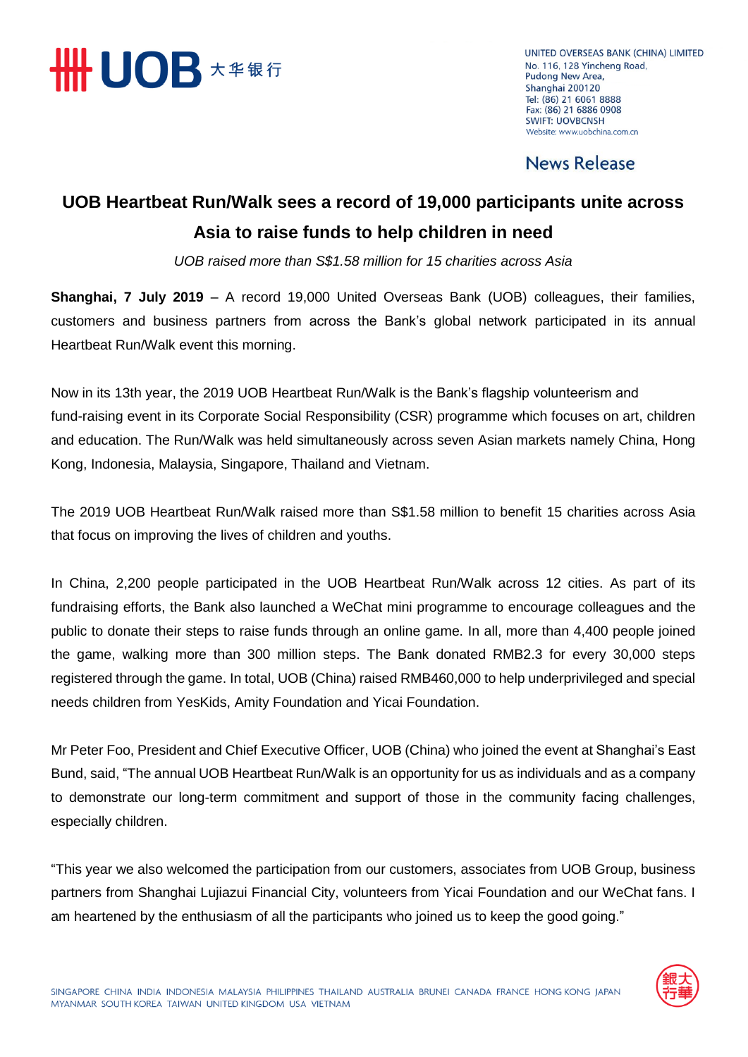UNITED OVERSEAS BANK (CHINA) LIMITED
No. 116, 128 Yincheng Road,
Pudong New Area,
Shanghai 200120
Tel: (86) 21 6061 8888
Fax: (86) 21 6886 0908
SWIFT: UOVBCNSH
Website: www.uobchina.com.cn

News Release

# UOB Heartbeat Run/Walk sees a record of 19,000 participants unite across Asia to raise funds to help children in need

*UOB raised more than S$1.58 million for 15 charities across Asia*

**Shanghai, 7 July 2019** – A record 19,000 United Overseas Bank (UOB) colleagues, their families, customers and business partners from across the Bank's global network participated in its annual Heartbeat Run/Walk event this morning.

Now in its 13th year, the 2019 UOB Heartbeat Run/Walk is the Bank's flagship volunteerism and fund-raising event in its Corporate Social Responsibility (CSR) programme which focuses on art, children and education. The Run/Walk was held simultaneously across seven Asian markets namely China, Hong Kong, Indonesia, Malaysia, Singapore, Thailand and Vietnam.

The 2019 UOB Heartbeat Run/Walk raised more than S$1.58 million to benefit 15 charities across Asia that focus on improving the lives of children and youths.

In China, 2,200 people participated in the UOB Heartbeat Run/Walk across 12 cities. As part of its fundraising efforts, the Bank also launched a WeChat mini programme to encourage colleagues and the public to donate their steps to raise funds through an online game. In all, more than 4,400 people joined the game, walking more than 300 million steps. The Bank donated RMB2.3 for every 30,000 steps registered through the game. In total, UOB (China) raised RMB460,000 to help underprivileged and special needs children from YesKids, Amity Foundation and Yicai Foundation.

Mr Peter Foo, President and Chief Executive Officer, UOB (China) who joined the event at Shanghai's East Bund, said, "The annual UOB Heartbeat Run/Walk is an opportunity for us as individuals and as a company to demonstrate our long-term commitment and support of those in the community facing challenges, especially children.

"This year we also welcomed the participation from our customers, associates from UOB Group, business partners from Shanghai Lujiazui Financial City, volunteers from Yicai Foundation and our WeChat fans. I am heartened by the enthusiasm of all the participants who joined us to keep the good going."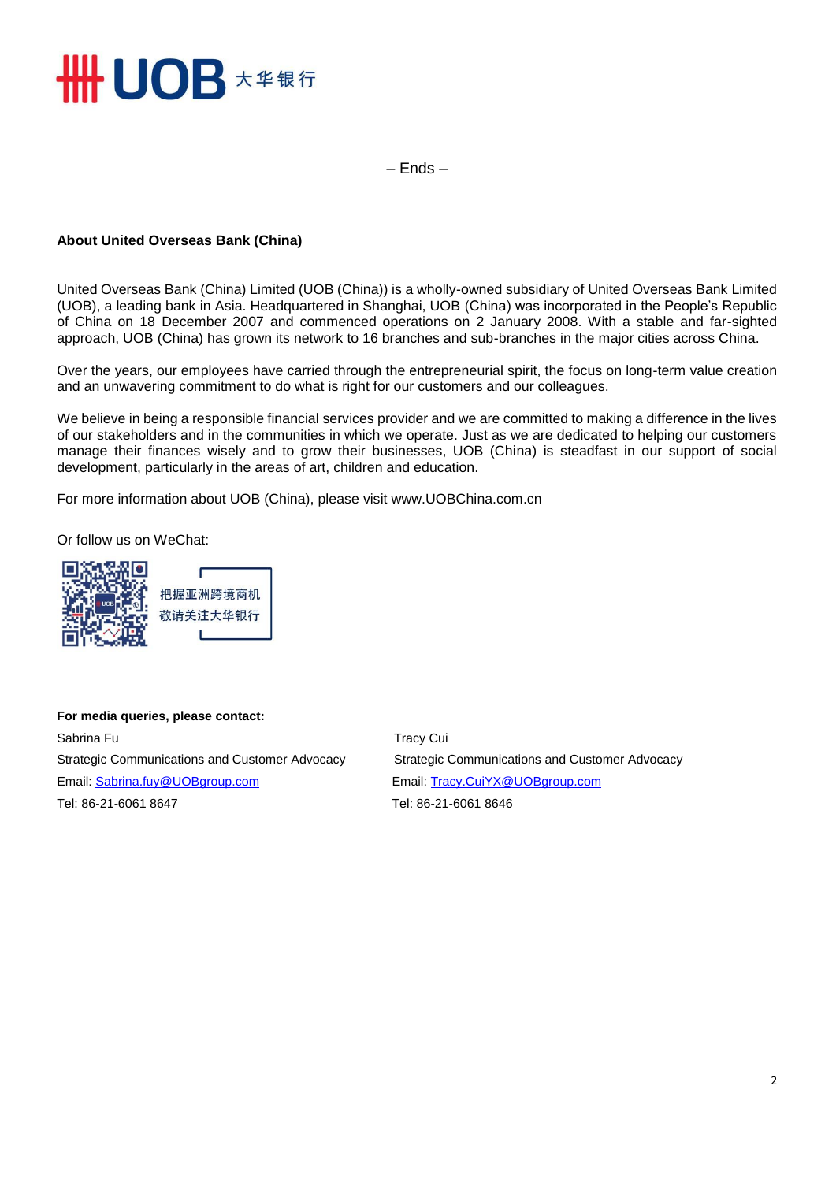– Ends –

**About United Overseas Bank (China)**

United Overseas Bank (China) Limited (UOB (China)) is a wholly-owned subsidiary of United Overseas Bank Limited (UOB), a leading bank in Asia. Headquartered in Shanghai, UOB (China) was incorporated in the People's Republic of China on 18 December 2007 and commenced operations on 2 January 2008. With a stable and far-sighted approach, UOB (China) has grown its network to 16 branches and sub-branches in the major cities across China.

Over the years, our employees have carried through the entrepreneurial spirit, the focus on long-term value creation and an unwavering commitment to do what is right for our customers and our colleagues.

We believe in being a responsible financial services provider and we are committed to making a difference in the lives of our stakeholders and in the communities in which we operate. Just as we are dedicated to helping our customers manage their finances wisely and to grow their businesses, UOB (China) is steadfast in our support of social development, particularly in the areas of art, children and education.

For more information about UOB (China), please visit www.UOBChina.com.cn

Or follow us on WeChat:

把握亚洲跨境商机
敬请关注大华银行

**For media queries, please contact:**

Sabrina Fu
Strategic Communications and Customer Advocacy
Email: Sabrina.fuy@UOBgroup.com
Tel: 86-21-6061 8647

Tracy Cui
Strategic Communications and Customer Advocacy
Email: Tracy.CuiYX@UOBgroup.com
Tel: 86-21-6061 8646